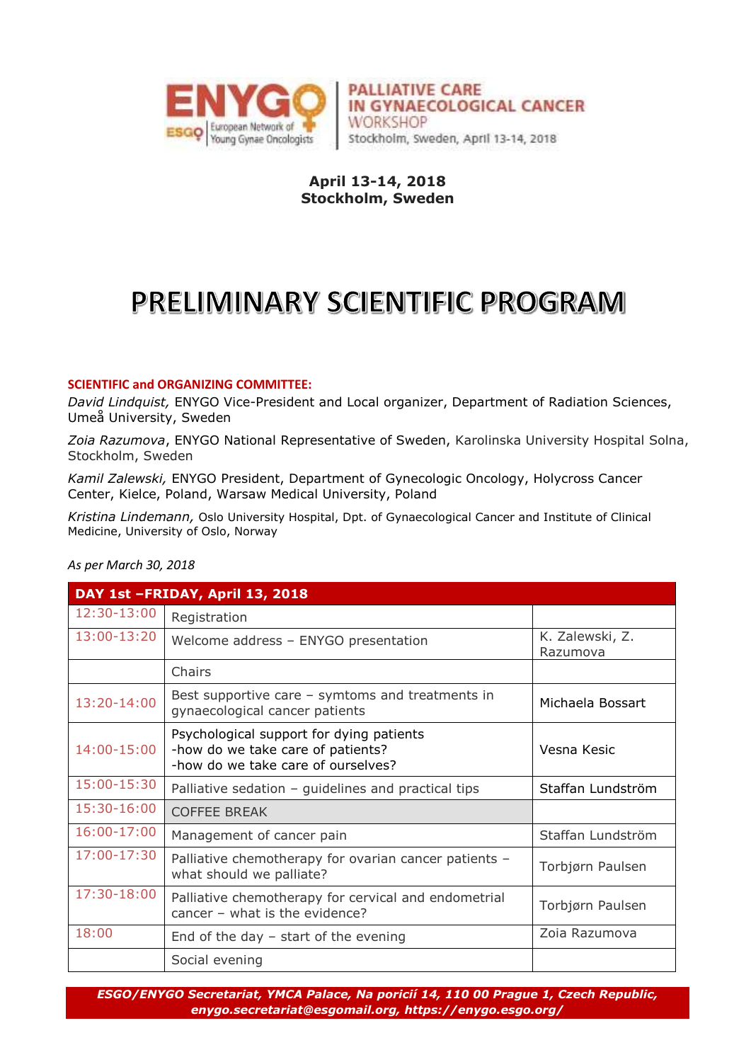ENYGO ESGO European Network of Young Gynae Oncologists | PALLIATIVE CARE IN GYNAECOLOGICAL CANCER WORKSHOP Stockholm, Sweden, April 13-14, 2018

**April 13-14, 2018**
**Stockholm, Sweden**

# PRELIMINARY SCIENTIFIC PROGRAM

**SCIENTIFIC and ORGANIZING COMMITTEE:**

*David Lindquist,* ENYGO Vice-President and Local organizer, Department of Radiation Sciences, Umeå University, Sweden

*Zoia Razumova*, ENYGO National Representative of Sweden, Karolinska University Hospital Solna, Stockholm, Sweden

*Kamil Zalewski,* ENYGO President, Department of Gynecologic Oncology, Holycross Cancer Center, Kielce, Poland, Warsaw Medical University, Poland

*Kristina Lindemann,* Oslo University Hospital, Dpt. of Gynaecological Cancer and Institute of Clinical Medicine, University of Oslo, Norway

*As per March 30, 2018*

| DAY 1st –FRIDAY, April 13, 2018 | | |
|---|---|---|
| 12:30-13:00 | Registration | |
| 13:00-13:20 | Welcome address – ENYGO presentation | K. Zalewski, Z. Razumova |
| | Chairs | |
| 13:20-14:00 | Best supportive care – symtoms and treatments in gynaecological cancer patients | Michaela Bossart |
| 14:00-15:00 | Psychological support for dying patients<br>-how do we take care of patients?<br>-how do we take care of ourselves? | Vesna Kesic |
| 15:00-15:30 | Palliative sedation – guidelines and practical tips | Staffan Lundström |
| 15:30-16:00 | COFFEE BREAK | |
| 16:00-17:00 | Management of cancer pain | Staffan Lundström |
| 17:00-17:30 | Palliative chemotherapy for ovarian cancer patients – what should we palliate? | Torbjørn Paulsen |
| 17:30-18:00 | Palliative chemotherapy for cervical and endometrial cancer – what is the evidence? | Torbjørn Paulsen |
| 18:00 | End of the day – start of the evening | Zoia Razumova |
| | Social evening | |

***ESGO/ENYGO Secretariat, YMCA Palace, Na poricií 14, 110 00 Prague 1, Czech Republic, enygo.secretariat@esgomail.org, https://enygo.esgo.org/***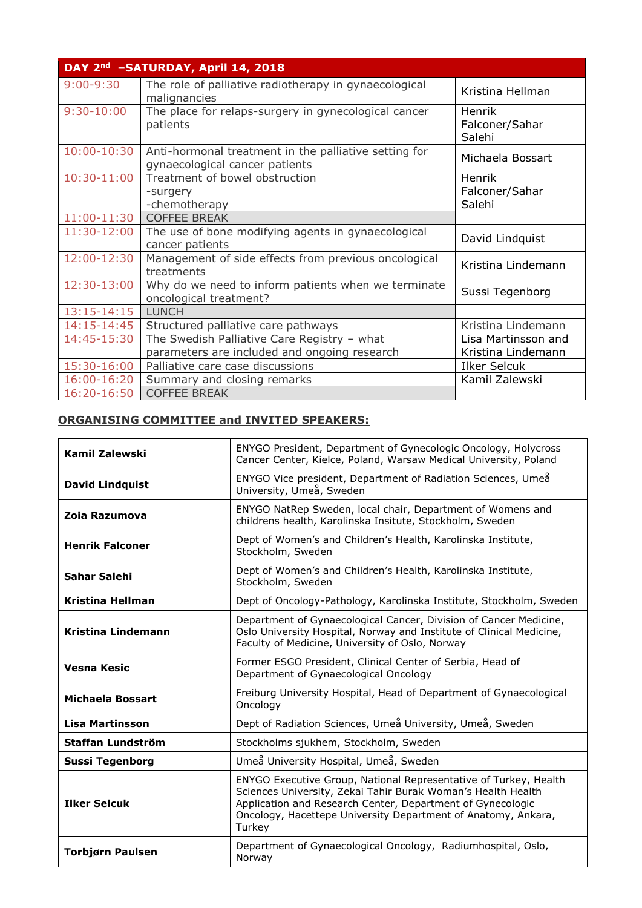| DAY 2nd –SATURDAY, April 14, 2018 | | |
|---|---|---|
| 9:00-9:30 | The role of palliative radiotherapy in gynaecological malignancies | Kristina Hellman |
| 9:30-10:00 | The place for relaps-surgery in gynecological cancer patients | Henrik Falconer/Sahar Salehi |
| 10:00-10:30 | Anti-hormonal treatment in the palliative setting for gynaecological cancer patients | Michaela Bossart |
| 10:30-11:00 | Treatment of bowel obstruction<br>-surgery<br>-chemotherapy | Henrik Falconer/Sahar Salehi |
| 11:00-11:30 | COFFEE BREAK | |
| 11:30-12:00 | The use of bone modifying agents in gynaecological cancer patients | David Lindquist |
| 12:00-12:30 | Management of side effects from previous oncological treatments | Kristina Lindemann |
| 12:30-13:00 | Why do we need to inform patients when we terminate oncological treatment? | Sussi Tegenborg |
| 13:15-14:15 | LUNCH | |
| 14:15-14:45 | Structured palliative care pathways | Kristina Lindemann |
| 14:45-15:30 | The Swedish Palliative Care Registry – what parameters are included and ongoing research | Lisa Martinsson and Kristina Lindemann |
| 15:30-16:00 | Palliative care case discussions | Ilker Selcuk |
| 16:00-16:20 | Summary and closing remarks | Kamil Zalewski |
| 16:20-16:50 | COFFEE BREAK | |

## ORGANISING COMMITTEE and INVITED SPEAKERS:

| | |
|---|---|
| **Kamil Zalewski** | ENYGO President, Department of Gynecologic Oncology, Holycross Cancer Center, Kielce, Poland, Warsaw Medical University, Poland |
| **David Lindquist** | ENYGO Vice president, Department of Radiation Sciences, Umeå University, Umeå, Sweden |
| **Zoia Razumova** | ENYGO NatRep Sweden, local chair, Department of Womens and childrens health, Karolinska Insitute, Stockholm, Sweden |
| **Henrik Falconer** | Dept of Women's and Children's Health, Karolinska Institute, Stockholm, Sweden |
| **Sahar Salehi** | Dept of Women's and Children's Health, Karolinska Institute, Stockholm, Sweden |
| **Kristina Hellman** | Dept of Oncology-Pathology, Karolinska Institute, Stockholm, Sweden |
| **Kristina Lindemann** | Department of Gynaecological Cancer, Division of Cancer Medicine, Oslo University Hospital, Norway and Institute of Clinical Medicine, Faculty of Medicine, University of Oslo, Norway |
| **Vesna Kesic** | Former ESGO President, Clinical Center of Serbia, Head of Department of Gynaecological Oncology |
| **Michaela Bossart** | Freiburg University Hospital, Head of Department of Gynaecological Oncology |
| **Lisa Martinsson** | Dept of Radiation Sciences, Umeå University, Umeå, Sweden |
| **Staffan Lundström** | Stockholms sjukhem, Stockholm, Sweden |
| **Sussi Tegenborg** | Umeå University Hospital, Umeå, Sweden |
| **Ilker Selcuk** | ENYGO Executive Group, National Representative of Turkey, Health Sciences University, Zekai Tahir Burak Woman's Health Health Application and Research Center, Department of Gynecologic Oncology, Hacettepe University Department of Anatomy, Ankara, Turkey |
| **Torbjørn Paulsen** | Department of Gynaecological Oncology, Radiumhospital, Oslo, Norway |